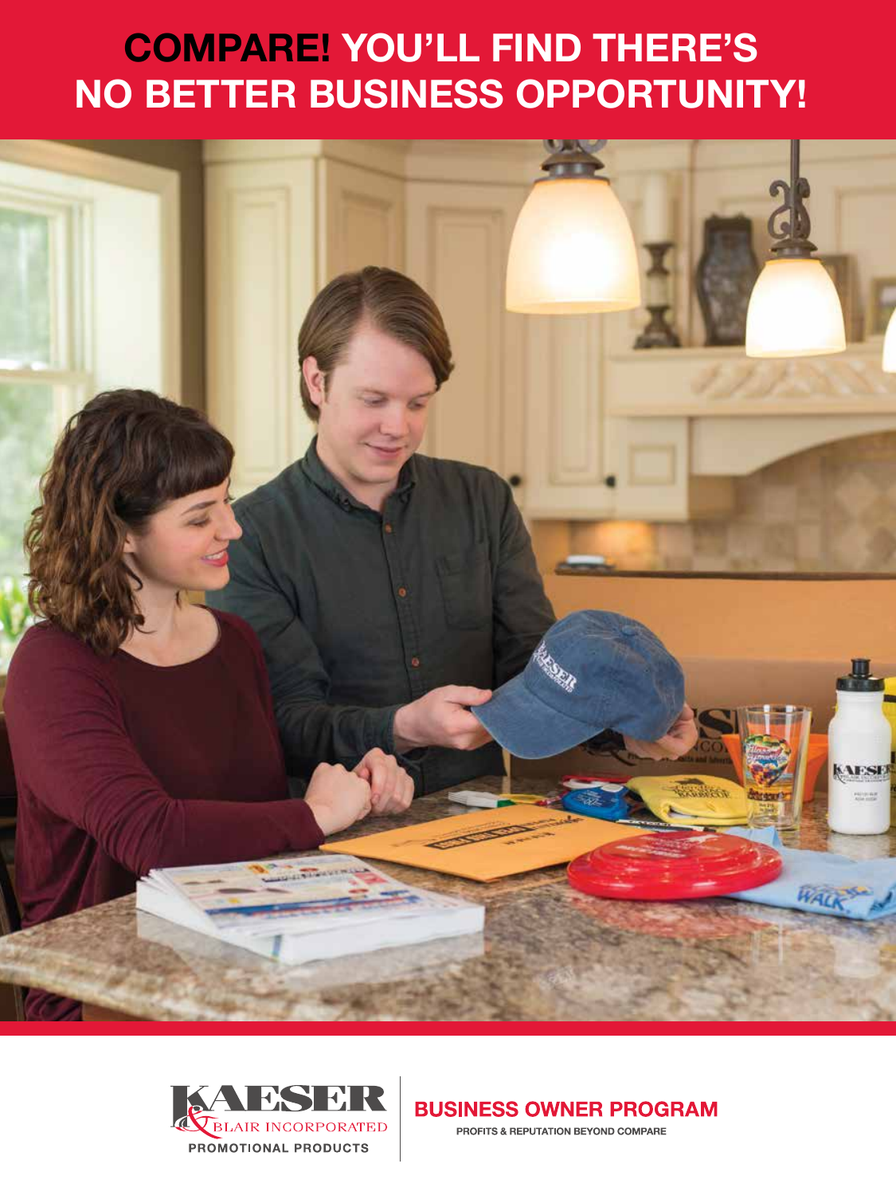# COMPARE! YOU'LL FIND THERE'S NO BETTER BUSINESS OPPORTUNITY!

KAESER & BLAIR INCORPORATED
PROMOTIONAL PRODUCTS

## BUSINESS OWNER PROGRAM

PROFITS & REPUTATION BEYOND COMPARE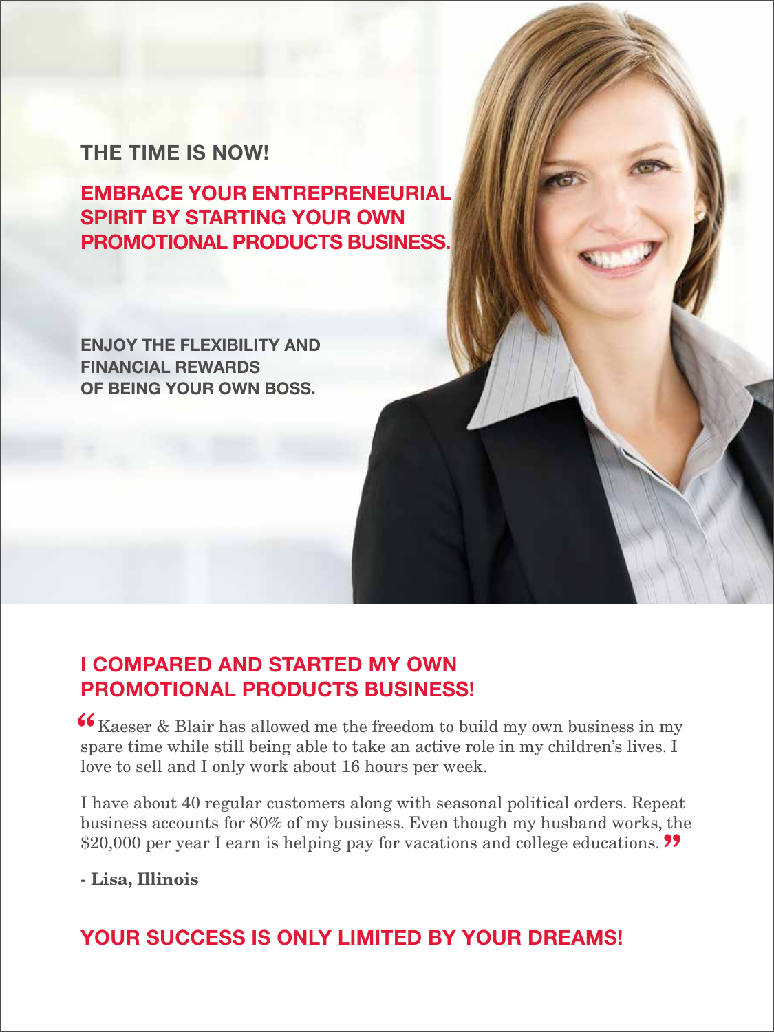## THE TIME IS NOW!

## EMBRACE YOUR ENTREPRENEURIAL SPIRIT BY STARTING YOUR OWN PROMOTIONAL PRODUCTS BUSINESS.

**ENJOY THE FLEXIBILITY AND FINANCIAL REWARDS OF BEING YOUR OWN BOSS.**

## I COMPARED AND STARTED MY OWN PROMOTIONAL PRODUCTS BUSINESS!

"Kaeser & Blair has allowed me the freedom to build my own business in my spare time while still being able to take an active role in my children's lives. I love to sell and I only work about 16 hours per week.

I have about 40 regular customers along with seasonal political orders. Repeat business accounts for 80% of my business. Even though my husband works, the $20,000 per year I earn is helping pay for vacations and college educations."

**- Lisa, Illinois**

## YOUR SUCCESS IS ONLY LIMITED BY YOUR DREAMS!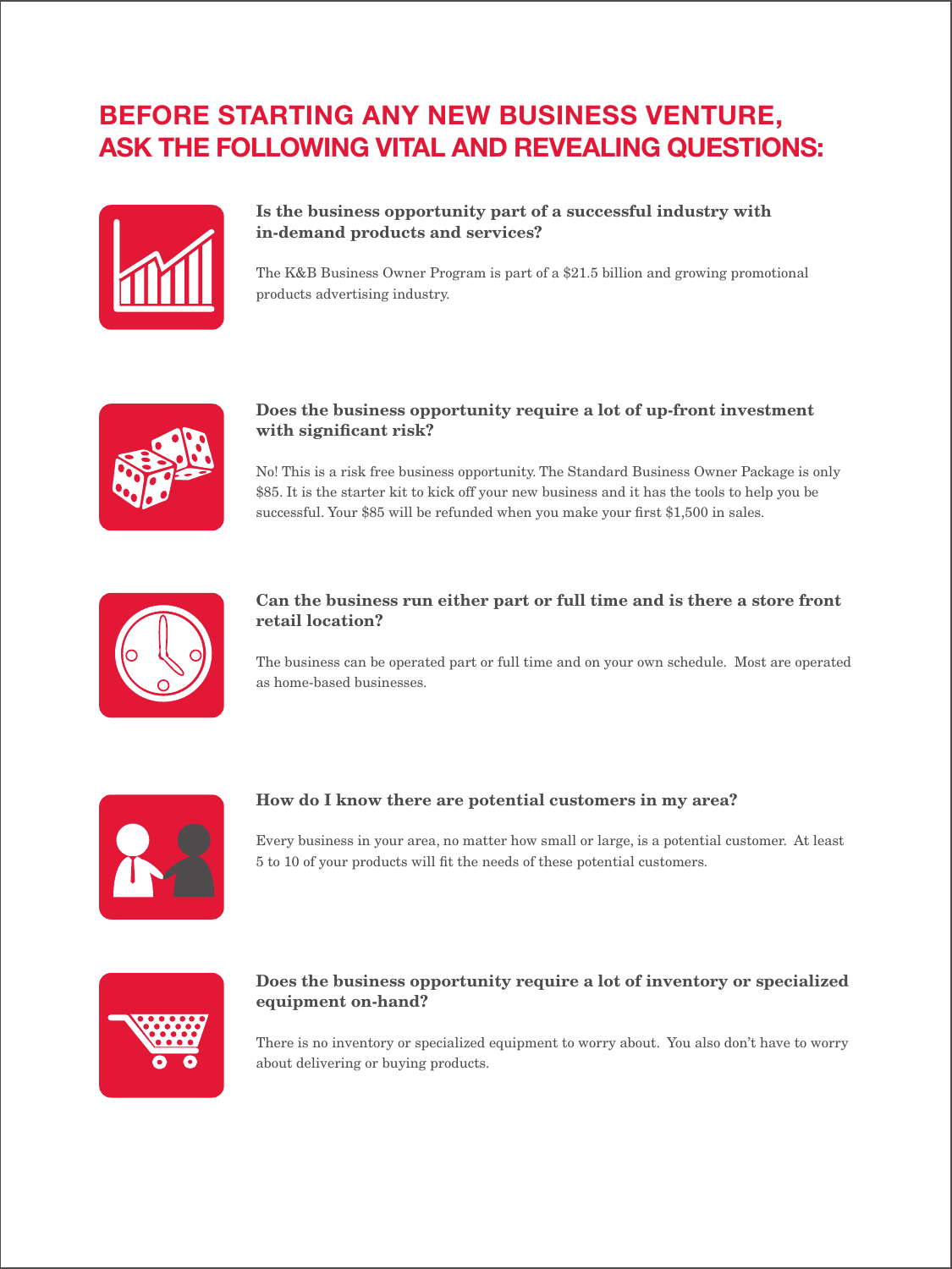# BEFORE STARTING ANY NEW BUSINESS VENTURE, ASK THE FOLLOWING VITAL AND REVEALING QUESTIONS:

**Is the business opportunity part of a successful industry with in-demand products and services?**

The K&B Business Owner Program is part of a $21.5 billion and growing promotional products advertising industry.

**Does the business opportunity require a lot of up-front investment with significant risk?**

No! This is a risk free business opportunity. The Standard Business Owner Package is only $85. It is the starter kit to kick off your new business and it has the tools to help you be successful. Your $85 will be refunded when you make your first $1,500 in sales.

**Can the business run either part or full time and is there a store front retail location?**

The business can be operated part or full time and on your own schedule. Most are operated as home-based businesses.

**How do I know there are potential customers in my area?**

Every business in your area, no matter how small or large, is a potential customer. At least 5 to 10 of your products will fit the needs of these potential customers.

**Does the business opportunity require a lot of inventory or specialized equipment on-hand?**

There is no inventory or specialized equipment to worry about. You also don't have to worry about delivering or buying products.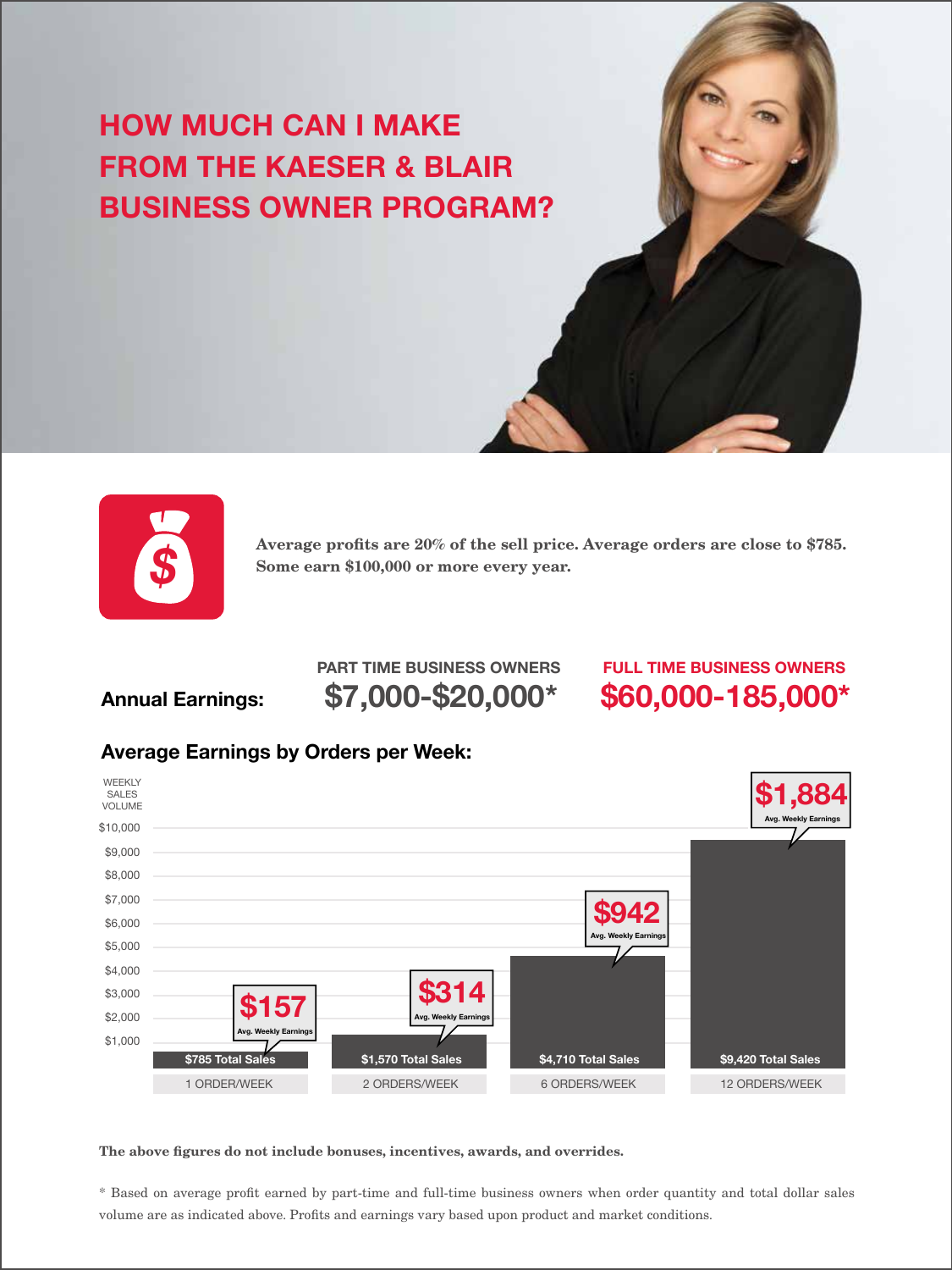# HOW MUCH CAN I MAKE FROM THE KAESER & BLAIR BUSINESS OWNER PROGRAM?

**Average profits are 20% of the sell price. Average orders are close to $785. Some earn $100,000 or more every year.**

**Annual Earnings:**

| | PART TIME BUSINESS OWNERS | FULL TIME BUSINESS OWNERS |
|---|---|---|
| **Annual Earnings:** | **$7,000-$20,000*** | **$60,000-185,000*** |

## Average Earnings by Orders per Week:

| Orders per Week | Total Sales (Weekly Sales Volume) | Avg. Weekly Earnings |
|---|---|---|
| 1 ORDER/WEEK | $785 Total Sales | $157 |
| 2 ORDERS/WEEK | $1,570 Total Sales | $314 |
| 6 ORDERS/WEEK | $4,710 Total Sales | $942 |
| 12 ORDERS/WEEK | $9,420 Total Sales | $1,884 |

**The above figures do not include bonuses, incentives, awards, and overrides.**

* Based on average profit earned by part-time and full-time business owners when order quantity and total dollar sales volume are as indicated above. Profits and earnings vary based upon product and market conditions.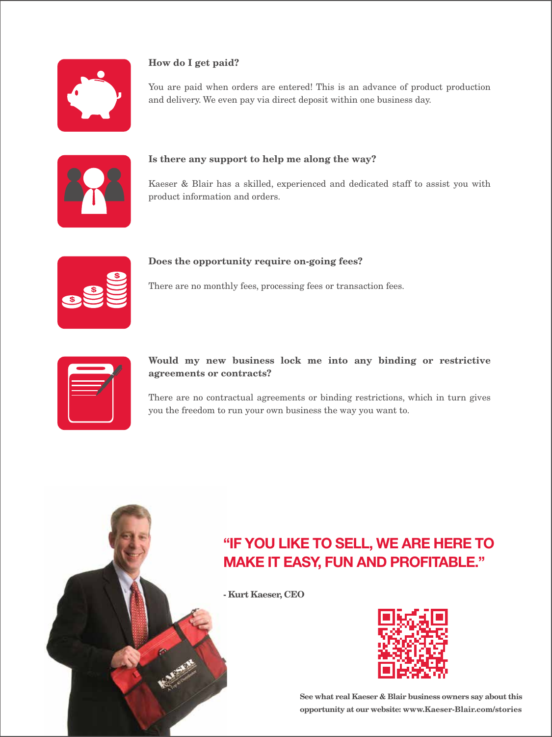### How do I get paid?

You are paid when orders are entered! This is an advance of product production and delivery. We even pay via direct deposit within one business day.

### Is there any support to help me along the way?

Kaeser & Blair has a skilled, experienced and dedicated staff to assist you with product information and orders.

### Does the opportunity require on-going fees?

There are no monthly fees, processing fees or transaction fees.

### Would my new business lock me into any binding or restrictive agreements or contracts?

There are no contractual agreements or binding restrictions, which in turn gives you the freedom to run your own business the way you want to.

## "IF YOU LIKE TO SELL, WE ARE HERE TO MAKE IT EASY, FUN AND PROFITABLE."

**- Kurt Kaeser, CEO**

**See what real Kaeser & Blair business owners say about this opportunity at our website: www.Kaeser-Blair.com/stories**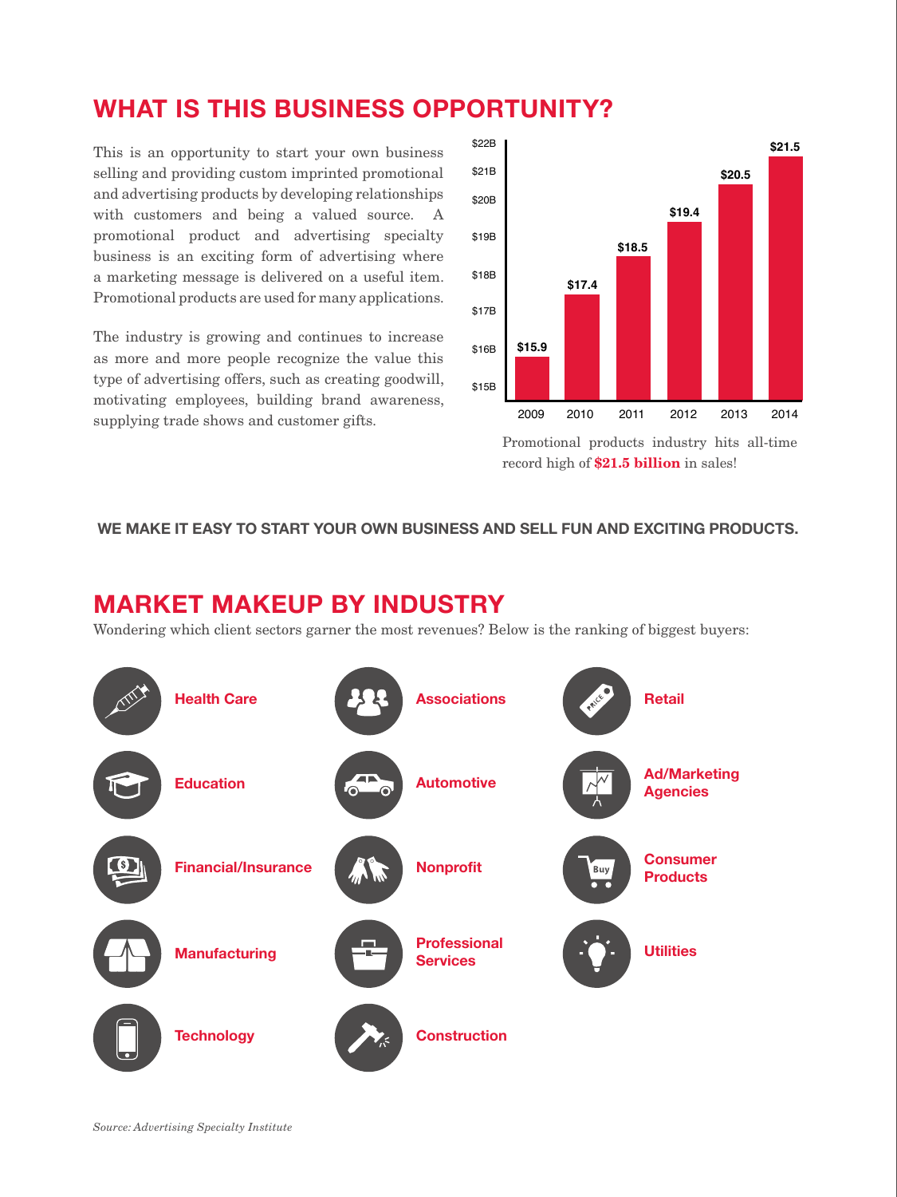## WHAT IS THIS BUSINESS OPPORTUNITY?

This is an opportunity to start your own business selling and providing custom imprinted promotional and advertising products by developing relationships with customers and being a valued source. A promotional product and advertising specialty business is an exciting form of advertising where a marketing message is delivered on a useful item. Promotional products are used for many applications.

The industry is growing and continues to increase as more and more people recognize the value this type of advertising offers, such as creating goodwill, motivating employees, building brand awareness, supplying trade shows and customer gifts.

| Year | Sales |
|---|---|
| 2009 | $15.9 |
| 2010 | $17.4 |
| 2011 | $18.5 |
| 2012 | $19.4 |
| 2013 | $20.5 |
| 2014 | $21.5 |

Promotional products industry hits all-time record high of **$21.5 billion** in sales!

**WE MAKE IT EASY TO START YOUR OWN BUSINESS AND SELL FUN AND EXCITING PRODUCTS.**

## MARKET MAKEUP BY INDUSTRY

Wondering which client sectors garner the most revenues? Below is the ranking of biggest buyers:

- Health Care
- Education
- Financial/Insurance
- Manufacturing
- Technology
- Associations
- Automotive
- Nonprofit
- Professional Services
- Construction
- Retail
- Ad/Marketing Agencies
- Consumer Products
- Utilities

*Source: Advertising Specialty Institute*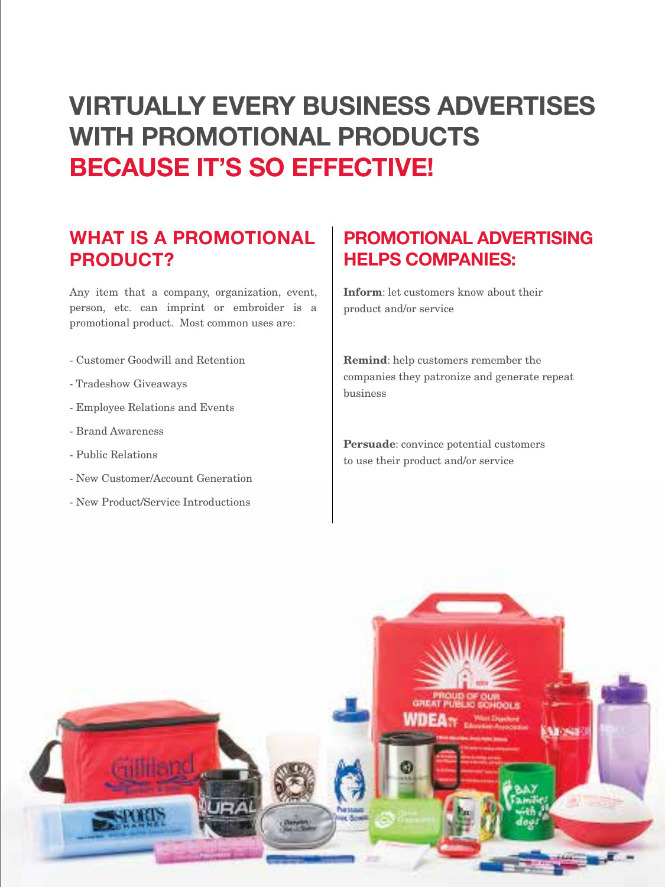# VIRTUALLY EVERY BUSINESS ADVERTISES WITH PROMOTIONAL PRODUCTS BECAUSE IT'S SO EFFECTIVE!

## WHAT IS A PROMOTIONAL PRODUCT?

Any item that a company, organization, event, person, etc. can imprint or embroider is a promotional product. Most common uses are:

- Customer Goodwill and Retention
- Tradeshow Giveaways
- Employee Relations and Events
- Brand Awareness
- Public Relations
- New Customer/Account Generation
- New Product/Service Introductions

## PROMOTIONAL ADVERTISING HELPS COMPANIES:

**Inform**: let customers know about their product and/or service

**Remind**: help customers remember the companies they patronize and generate repeat business

**Persuade**: convince potential customers to use their product and/or service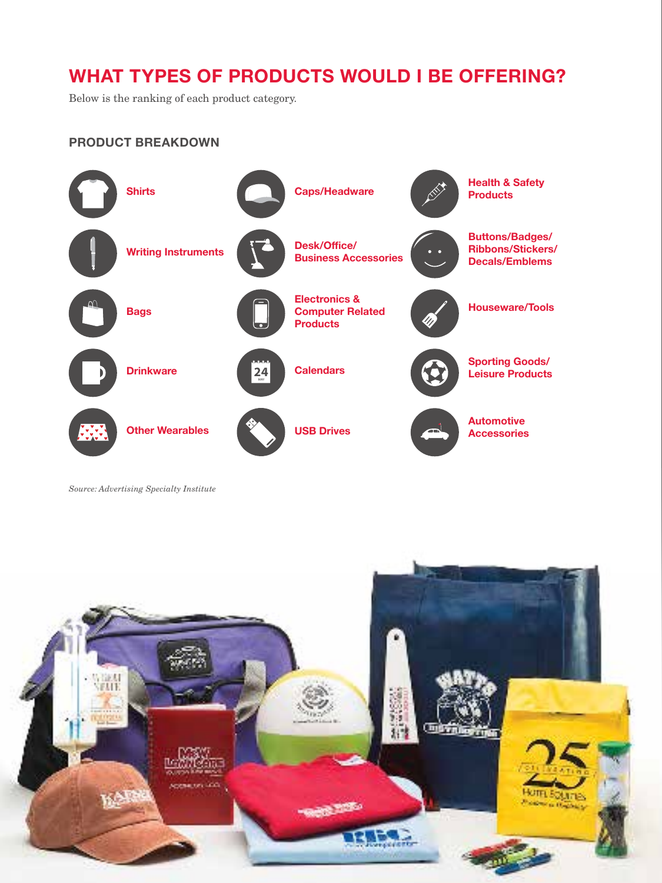# WHAT TYPES OF PRODUCTS WOULD I BE OFFERING?

Below is the ranking of each product category.

## PRODUCT BREAKDOWN

- Shirts
- Writing Instruments
- Bags
- Drinkware
- Other Wearables
- Caps/Headware
- Desk/Office/ Business Accessories
- Electronics & Computer Related Products
- Calendars
- USB Drives
- Health & Safety Products
- Buttons/Badges/ Ribbons/Stickers/ Decals/Emblems
- Houseware/Tools
- Sporting Goods/ Leisure Products
- Automotive Accessories

*Source: Advertising Specialty Institute*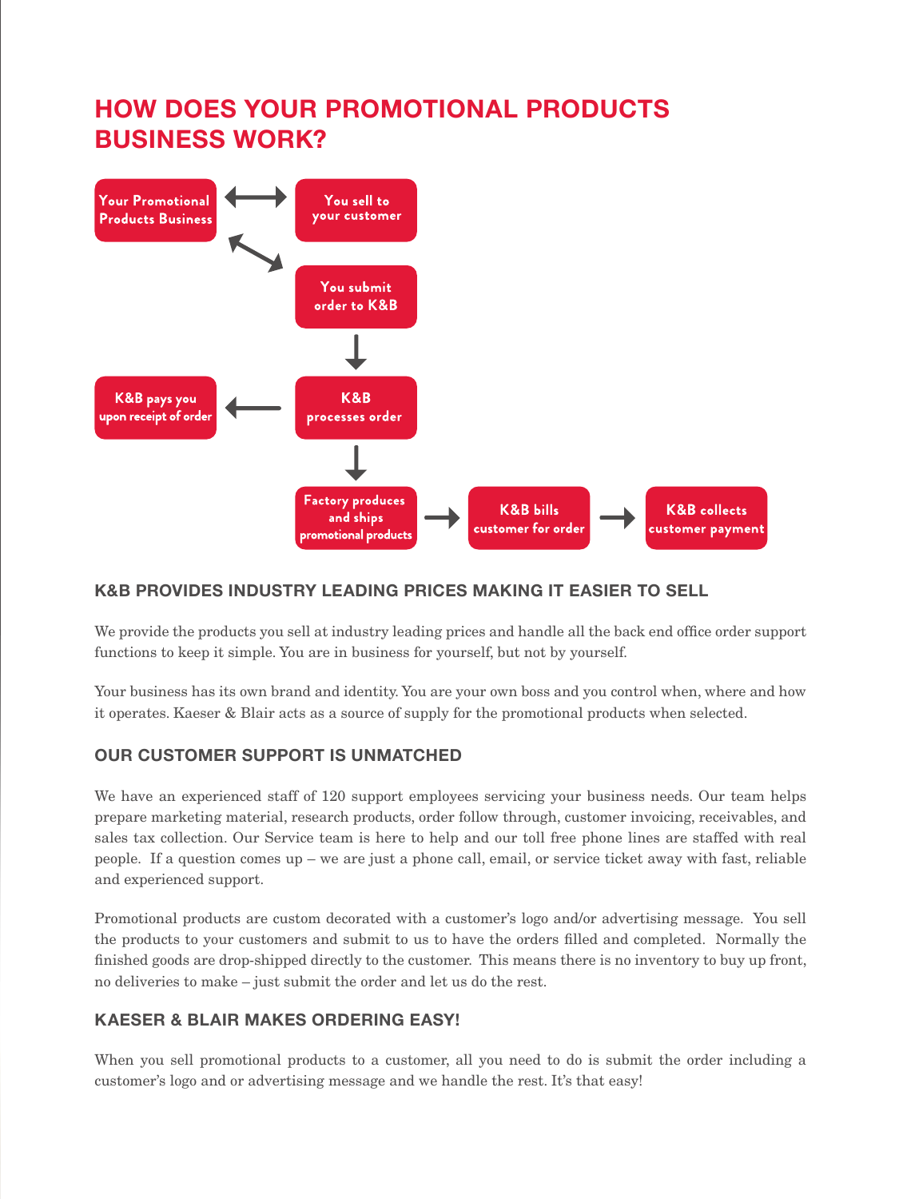# HOW DOES YOUR PROMOTIONAL PRODUCTS BUSINESS WORK?

Your Promotional Products Business ↔ You sell to your customer

Your Promotional Products Business ↔ You submit order to K&B

You submit order to K&B → K&B processes order

K&B processes order → K&B pays you upon receipt of order

K&B processes order → Factory produces and ships promotional products → K&B bills customer for order → K&B collects customer payment

### K&B PROVIDES INDUSTRY LEADING PRICES MAKING IT EASIER TO SELL

We provide the products you sell at industry leading prices and handle all the back end office order support functions to keep it simple. You are in business for yourself, but not by yourself.

Your business has its own brand and identity. You are your own boss and you control when, where and how it operates. Kaeser & Blair acts as a source of supply for the promotional products when selected.

### OUR CUSTOMER SUPPORT IS UNMATCHED

We have an experienced staff of 120 support employees servicing your business needs. Our team helps prepare marketing material, research products, order follow through, customer invoicing, receivables, and sales tax collection. Our Service team is here to help and our toll free phone lines are staffed with real people. If a question comes up – we are just a phone call, email, or service ticket away with fast, reliable and experienced support.

Promotional products are custom decorated with a customer's logo and/or advertising message. You sell the products to your customers and submit to us to have the orders filled and completed. Normally the finished goods are drop-shipped directly to the customer. This means there is no inventory to buy up front, no deliveries to make – just submit the order and let us do the rest.

### KAESER & BLAIR MAKES ORDERING EASY!

When you sell promotional products to a customer, all you need to do is submit the order including a customer's logo and or advertising message and we handle the rest. It's that easy!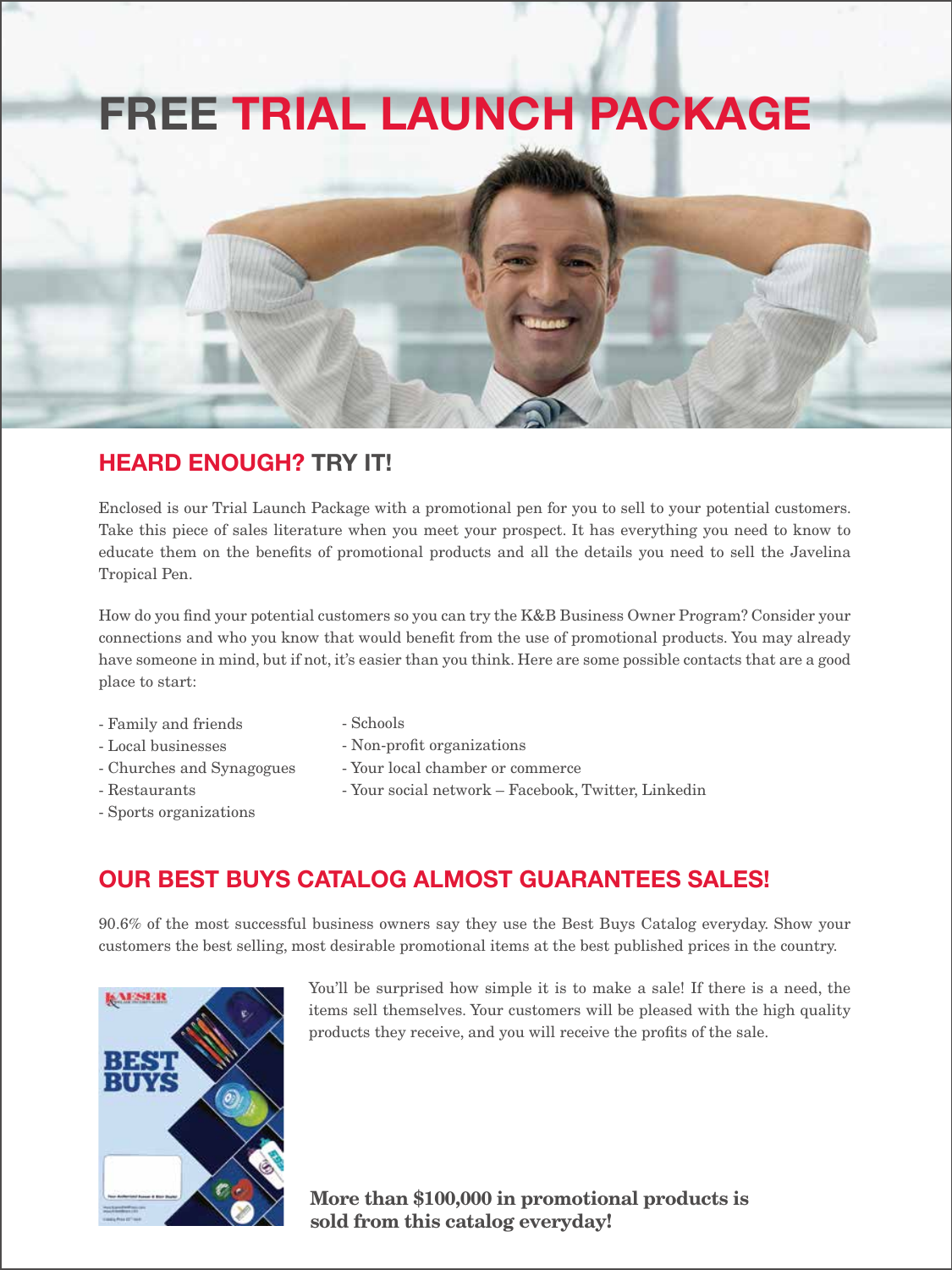# FREE TRIAL LAUNCH PACKAGE

## HEARD ENOUGH? TRY IT!

Enclosed is our Trial Launch Package with a promotional pen for you to sell to your potential customers. Take this piece of sales literature when you meet your prospect. It has everything you need to know to educate them on the benefits of promotional products and all the details you need to sell the Javelina Tropical Pen.

How do you find your potential customers so you can try the K&B Business Owner Program? Consider your connections and who you know that would benefit from the use of promotional products. You may already have someone in mind, but if not, it's easier than you think. Here are some possible contacts that are a good place to start:

- Family and friends
- Local businesses
- Churches and Synagogues
- Restaurants
- Sports organizations
- Schools
- Non-profit organizations
- Your local chamber or commerce
- Your social network – Facebook, Twitter, Linkedin

## OUR BEST BUYS CATALOG ALMOST GUARANTEES SALES!

90.6% of the most successful business owners say they use the Best Buys Catalog everyday. Show your customers the best selling, most desirable promotional items at the best published prices in the country.

You'll be surprised how simple it is to make a sale! If there is a need, the items sell themselves. Your customers will be pleased with the high quality products they receive, and you will receive the profits of the sale.

**More than $100,000 in promotional products is sold from this catalog everyday!**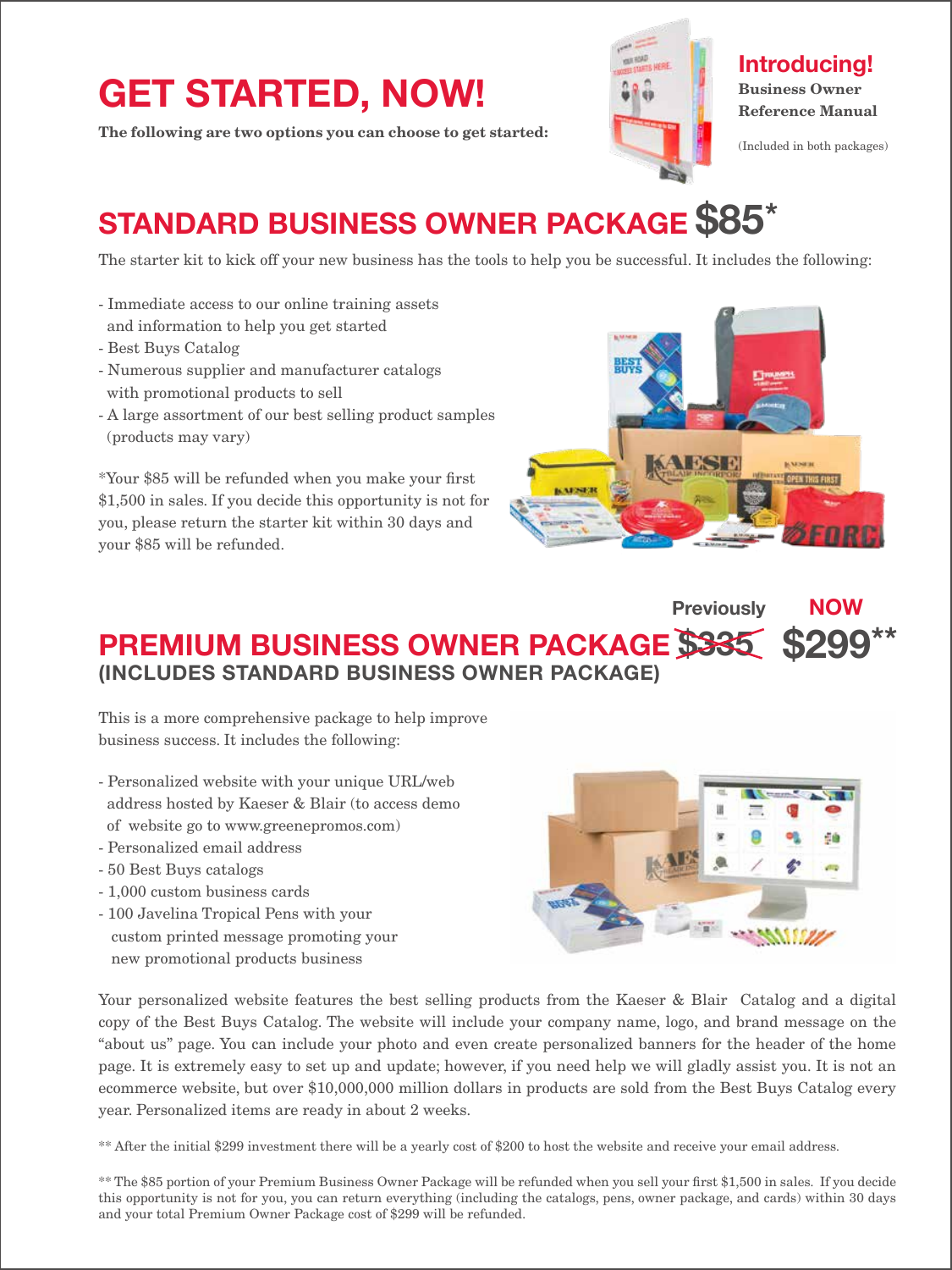# GET STARTED, NOW!

**The following are two options you can choose to get started:**

## Introducing!

**Business Owner Reference Manual**

(Included in both packages)

## STANDARD BUSINESS OWNER PACKAGE $85*

The starter kit to kick off your new business has the tools to help you be successful. It includes the following:

- Immediate access to our online training assets and information to help you get started
- Best Buys Catalog
- Numerous supplier and manufacturer catalogs with promotional products to sell
- A large assortment of our best selling product samples (products may vary)

*Your $85 will be refunded when you make your first $1,500 in sales. If you decide this opportunity is not for you, please return the starter kit within 30 days and your $85 will be refunded.

## PREMIUM BUSINESS OWNER PACKAGE Previously ~~$335~~ NOW $299**

### (INCLUDES STANDARD BUSINESS OWNER PACKAGE)

This is a more comprehensive package to help improve business success. It includes the following:

- Personalized website with your unique URL/web address hosted by Kaeser & Blair (to access demo of website go to www.greenepromos.com)
- Personalized email address
- 50 Best Buys catalogs
- 1,000 custom business cards
- 100 Javelina Tropical Pens with your custom printed message promoting your new promotional products business

Your personalized website features the best selling products from the Kaeser & Blair Catalog and a digital copy of the Best Buys Catalog. The website will include your company name, logo, and brand message on the "about us" page. You can include your photo and even create personalized banners for the header of the home page. It is extremely easy to set up and update; however, if you need help we will gladly assist you. It is not an ecommerce website, but over $10,000,000 million dollars in products are sold from the Best Buys Catalog every year. Personalized items are ready in about 2 weeks.

** After the initial $299 investment there will be a yearly cost of $200 to host the website and receive your email address.

** The $85 portion of your Premium Business Owner Package will be refunded when you sell your first $1,500 in sales. If you decide this opportunity is not for you, you can return everything (including the catalogs, pens, owner package, and cards) within 30 days and your total Premium Owner Package cost of $299 will be refunded.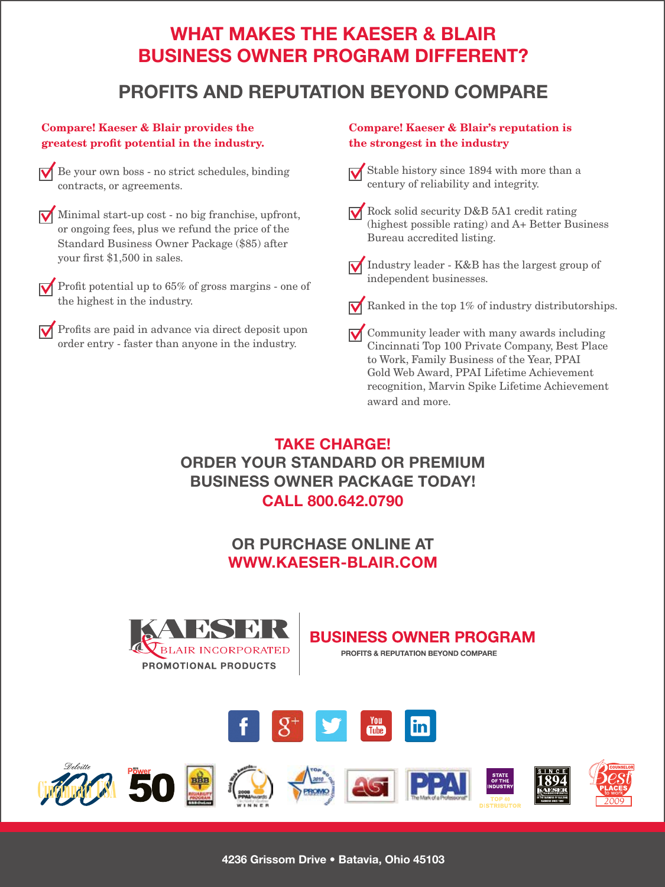# WHAT MAKES THE KAESER & BLAIR BUSINESS OWNER PROGRAM DIFFERENT?

## PROFITS AND REPUTATION BEYOND COMPARE

**Compare! Kaeser & Blair provides the greatest profit potential in the industry.**

- Be your own boss - no strict schedules, binding contracts, or agreements.
- Minimal start-up cost - no big franchise, upfront, or ongoing fees, plus we refund the price of the Standard Business Owner Package ($85) after your first $1,500 in sales.
- Profit potential up to 65% of gross margins - one of the highest in the industry.
- Profits are paid in advance via direct deposit upon order entry - faster than anyone in the industry.

**Compare! Kaeser & Blair's reputation is the strongest in the industry**

- Stable history since 1894 with more than a century of reliability and integrity.
- Rock solid security D&B 5A1 credit rating (highest possible rating) and A+ Better Business Bureau accredited listing.
- Industry leader - K&B has the largest group of independent businesses.
- Ranked in the top 1% of industry distributorships.
- Community leader with many awards including Cincinnati Top 100 Private Company, Best Place to Work, Family Business of the Year, PPAI Gold Web Award, PPAI Lifetime Achievement recognition, Marvin Spike Lifetime Achievement award and more.

**TAKE CHARGE!**
**ORDER YOUR STANDARD OR PREMIUM BUSINESS OWNER PACKAGE TODAY!**
**CALL 800.642.0790**

**OR PURCHASE ONLINE AT**
**WWW.KAESER-BLAIR.COM**

KAESER & BLAIR INCORPORATED
PROMOTIONAL PRODUCTS

**BUSINESS OWNER PROGRAM**
PROFITS & REPUTATION BEYOND COMPARE

4236 Grissom Drive • Batavia, Ohio 45103